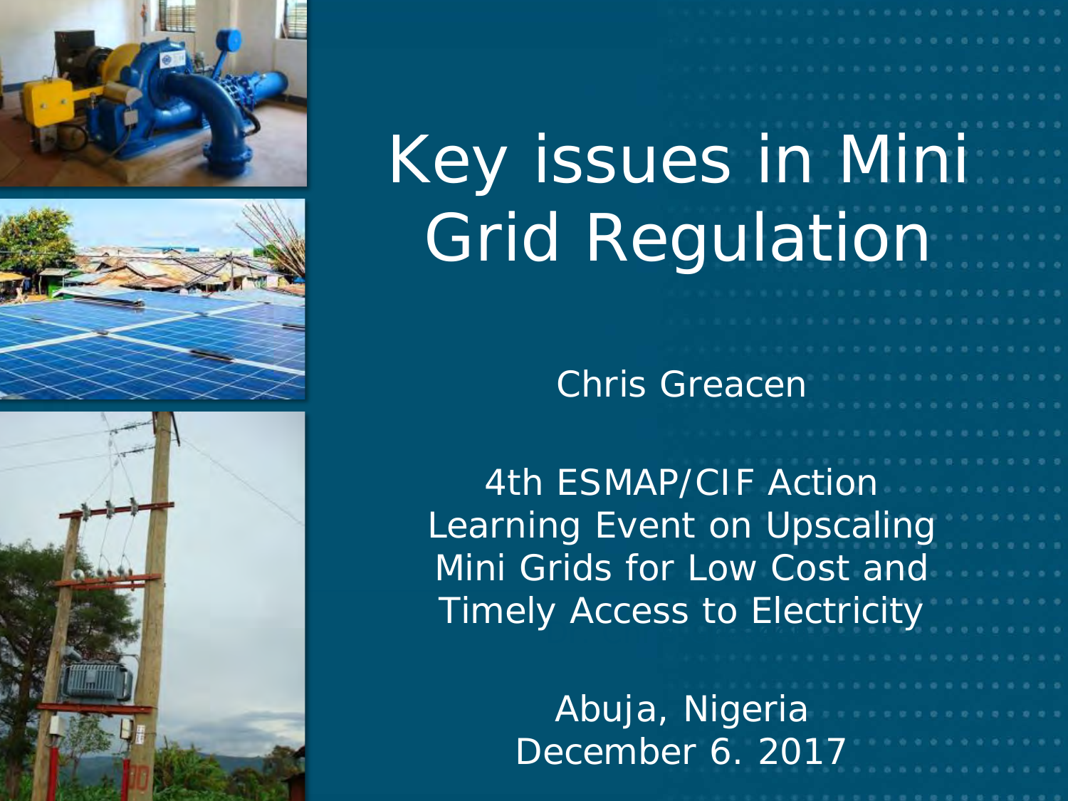# Key issues in Mini Grid Regulation

Chris Greacen

4th ESMAP/CIF Action Learning Event on Upscaling Mini Grids for Low Cost and Timely Access to Electricity

Abuja, Nigeria
December 6. 2017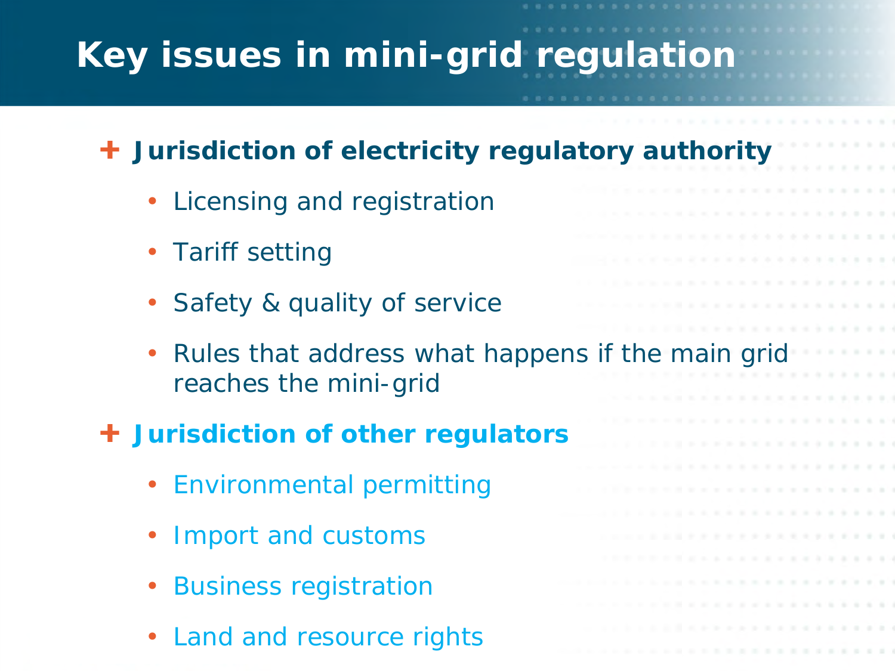# Key issues in mini-grid regulation

- **Jurisdiction of electricity regulatory authority**
  - Licensing and registration
  - Tariff setting
  - Safety & quality of service
  - Rules that address what happens if the main grid reaches the mini-grid
- **Jurisdiction of other regulators**
  - Environmental permitting
  - Import and customs
  - Business registration
  - Land and resource rights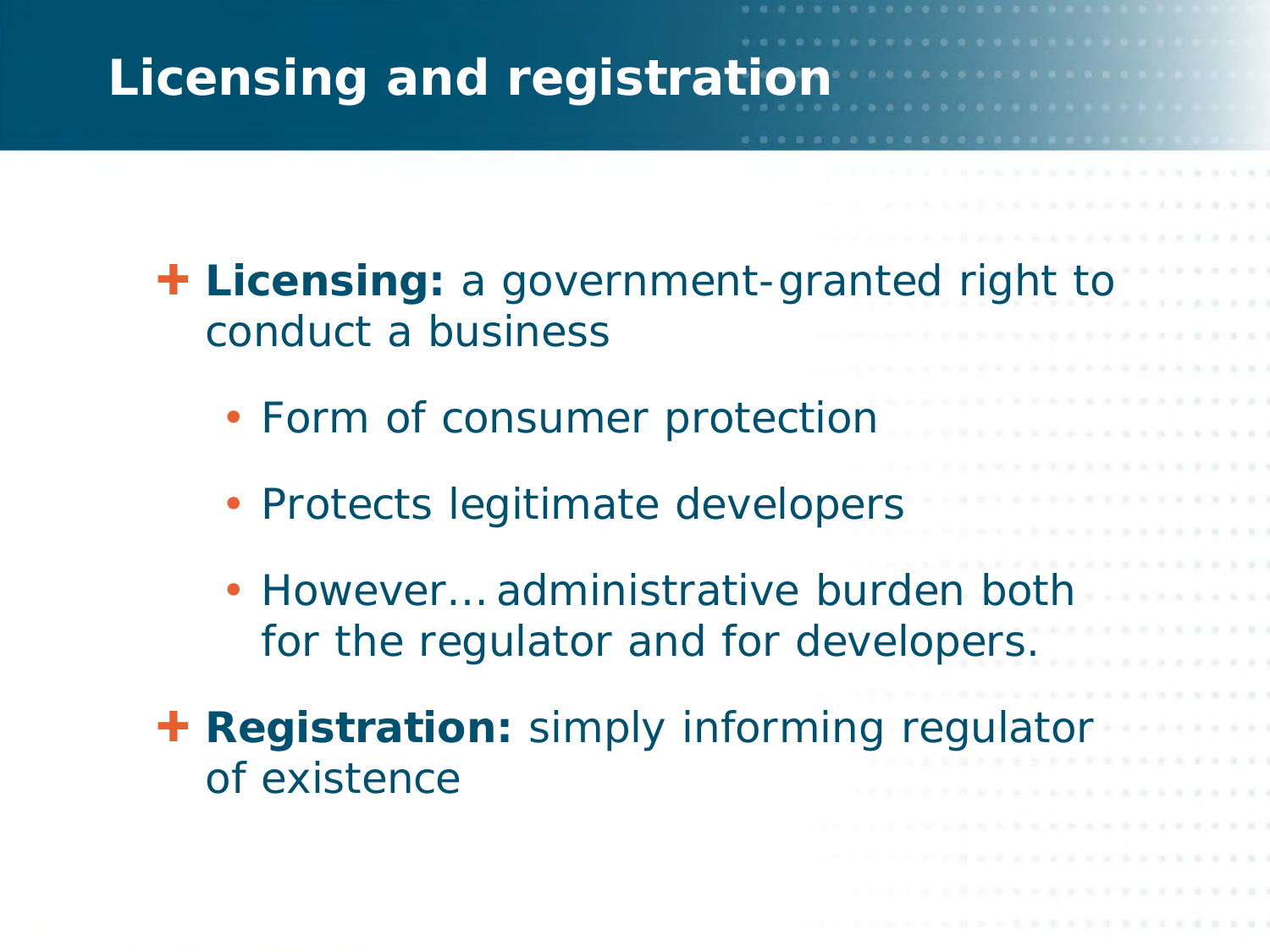# Licensing and registration

- **Licensing:** a government-granted right to conduct a business
  - Form of consumer protection
  - Protects legitimate developers
  - However… administrative burden both for the regulator and for developers.
- **Registration:** simply informing regulator of existence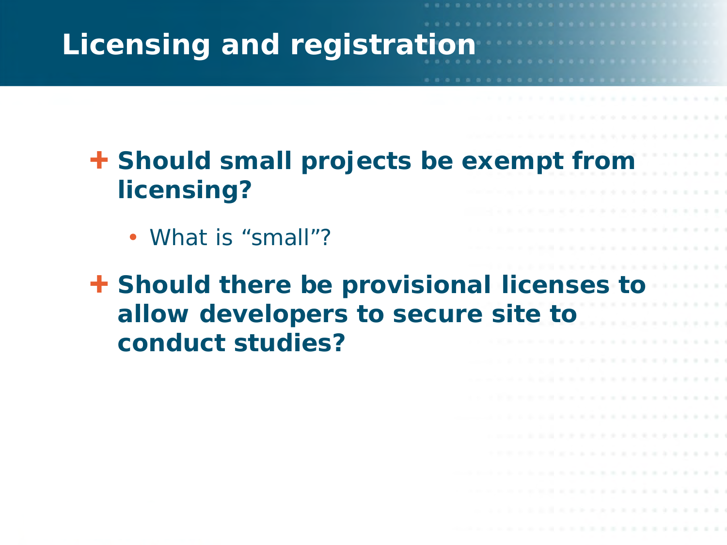# Licensing and registration

- **Should small projects be exempt from licensing?**
  - What is “small”?
- **Should there be provisional licenses to allow developers to secure site to conduct studies?**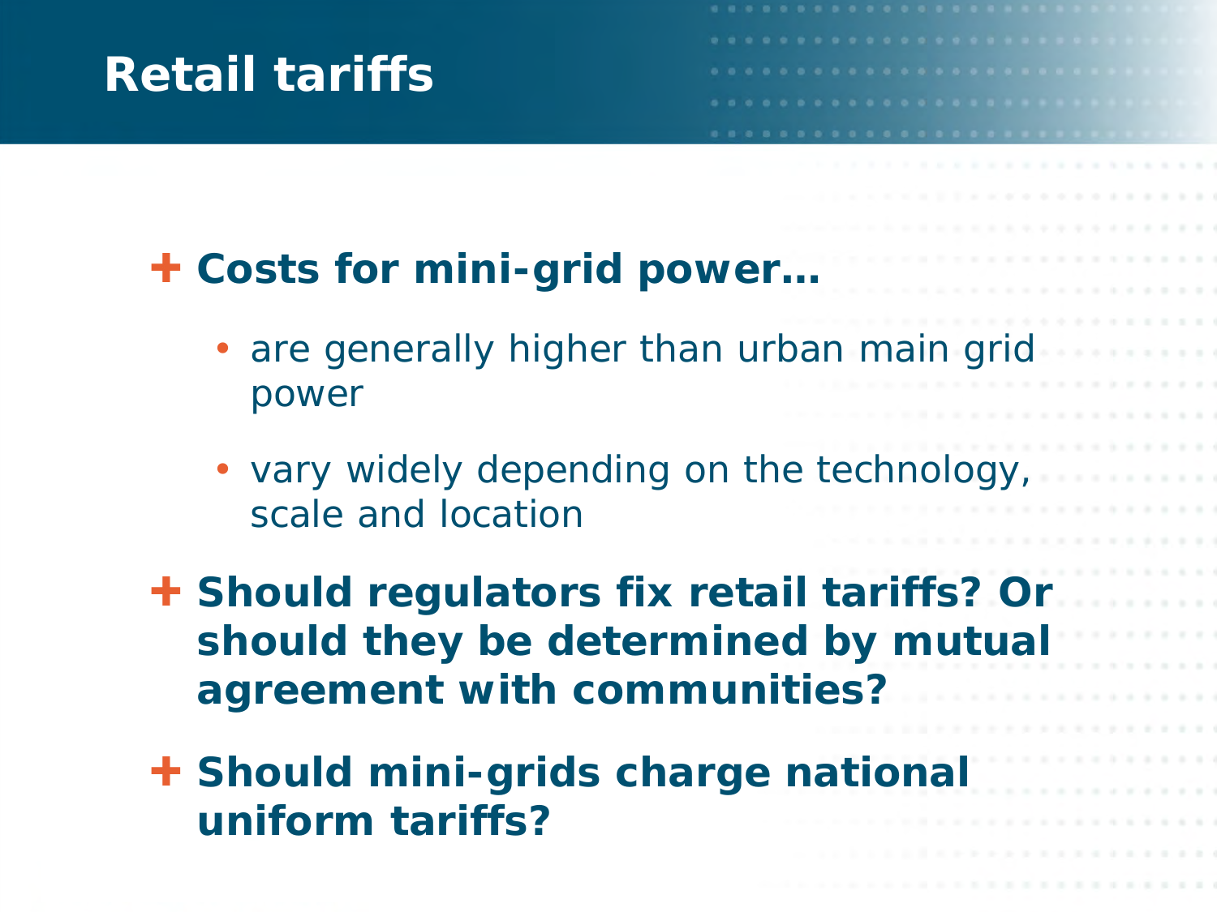# Retail tariffs

- **Costs for mini-grid power…**
  - are generally higher than urban main grid power
  - vary widely depending on the technology, scale and location
- **Should regulators fix retail tariffs? Or should they be determined by mutual agreement with communities?**
- **Should mini-grids charge national uniform tariffs?**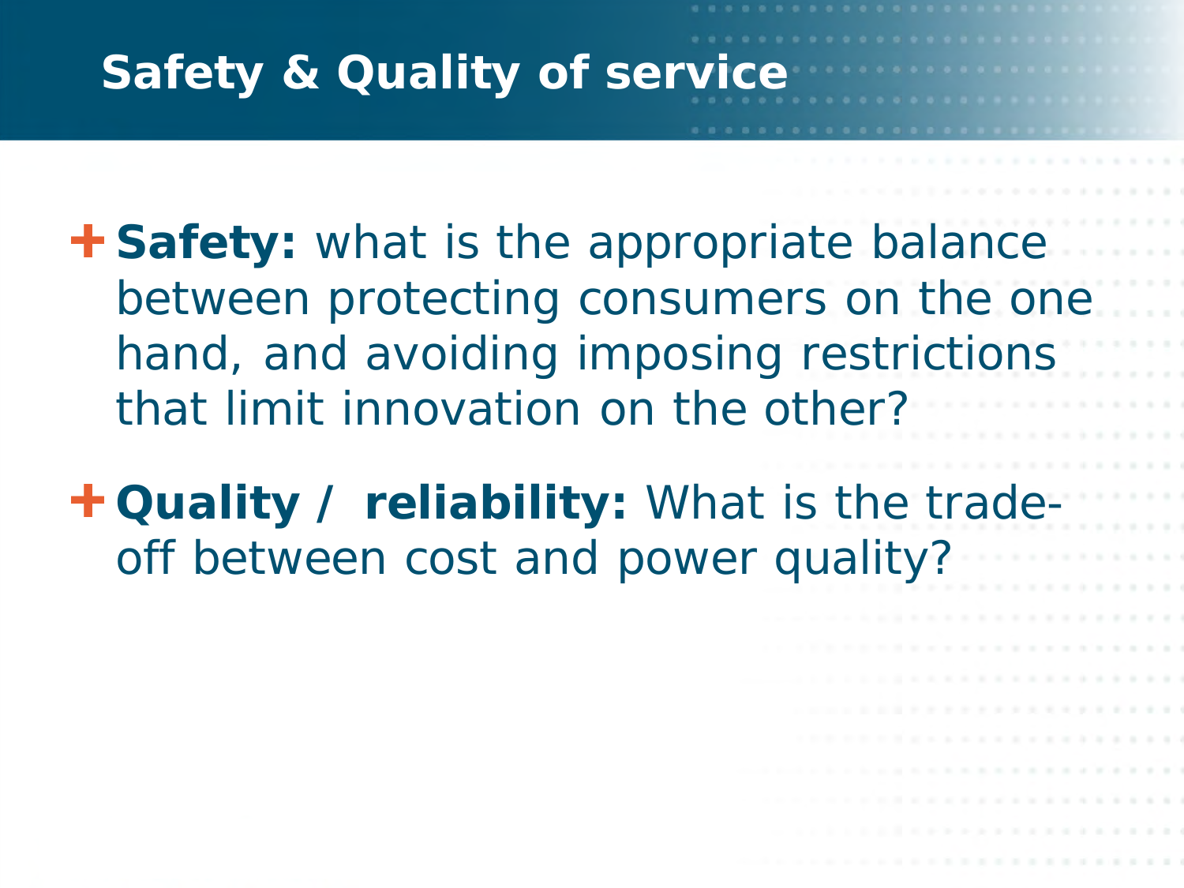# Safety & Quality of service

- **Safety:** what is the appropriate balance between protecting consumers on the one hand, and avoiding imposing restrictions that limit innovation on the other?
- **Quality / reliability:** What is the trade-off between cost and power quality?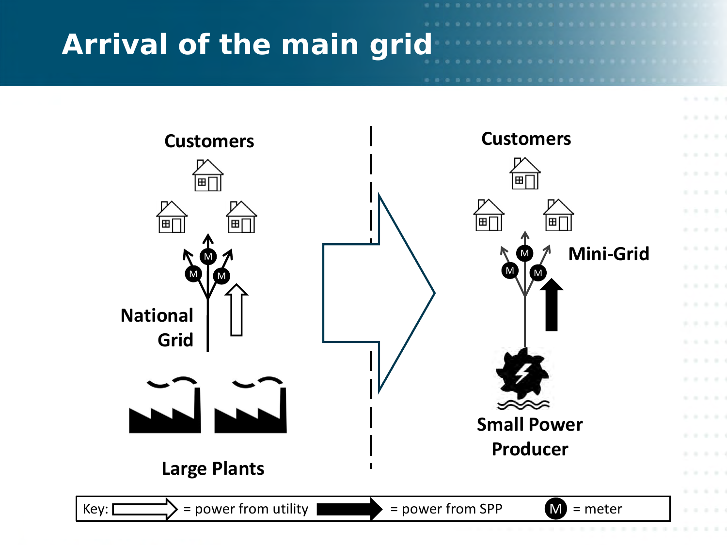# Arrival of the main grid

Customers

National Grid

Large Plants

Customers

Mini-Grid

Small Power Producer

Key: = power from utility = power from SPP M = meter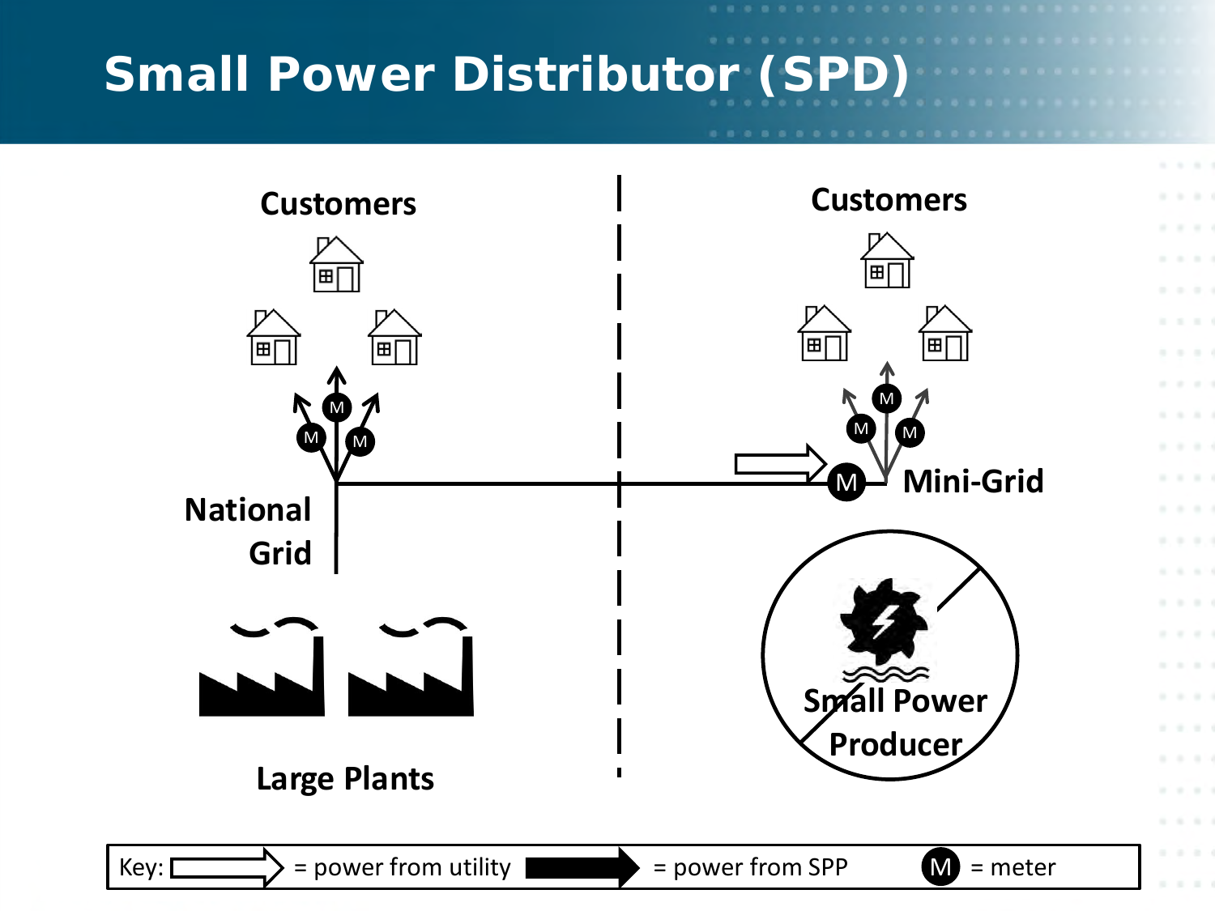# Small Power Distributor (SPD)

Customers

National Grid

Large Plants

Customers

Mini-Grid

Small Power Producer

Key: = power from utility = power from SPP M = meter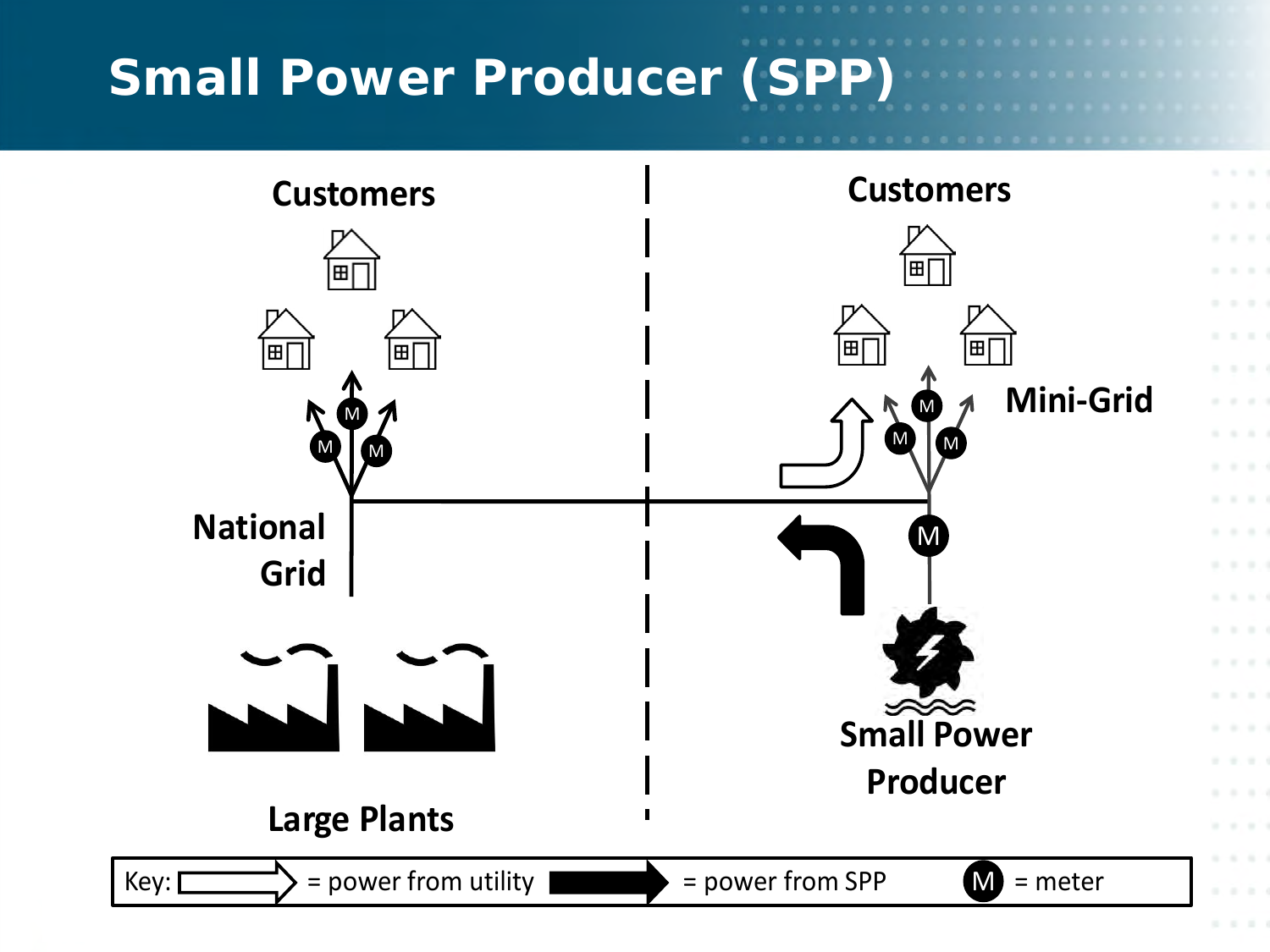# Small Power Producer (SPP)

Customers

National Grid

Large Plants

Customers

Mini-Grid

Small Power Producer

Key: = power from utility = power from SPP M = meter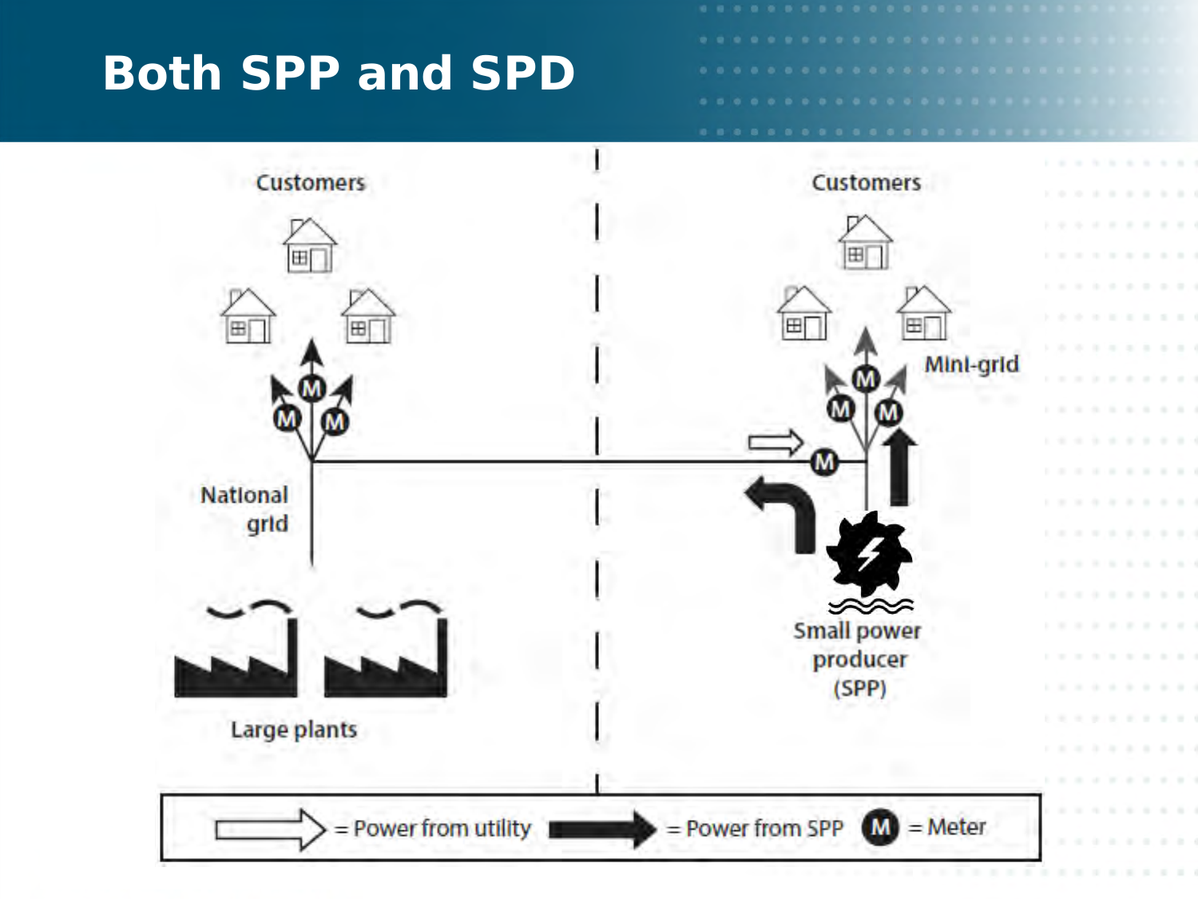# Both SPP and SPD

Customers

National grid

Large plants

Customers

Mini-grid

Small power producer (SPP)

= Power from utility = Power from SPP M = Meter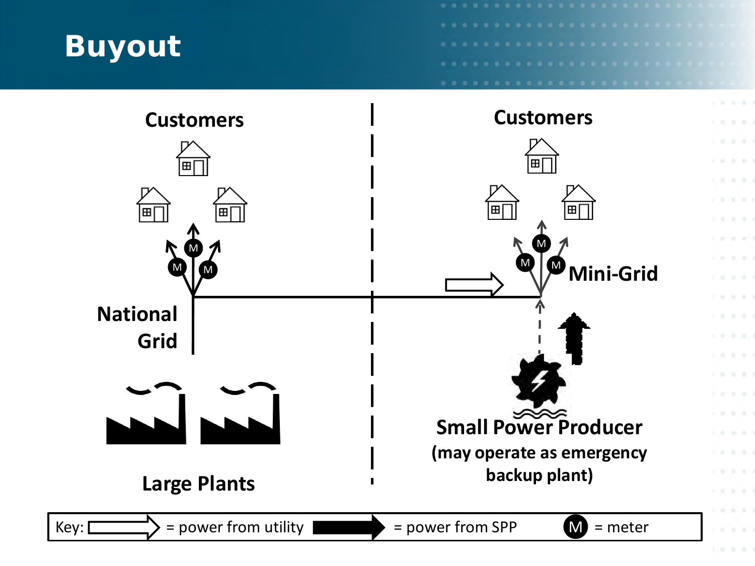# Buyout

Customers

Customers

M M M

M M M

Mini-Grid

National Grid

Large Plants

Small Power Producer (may operate as emergency backup plant)

Key: = power from utility = power from SPP M = meter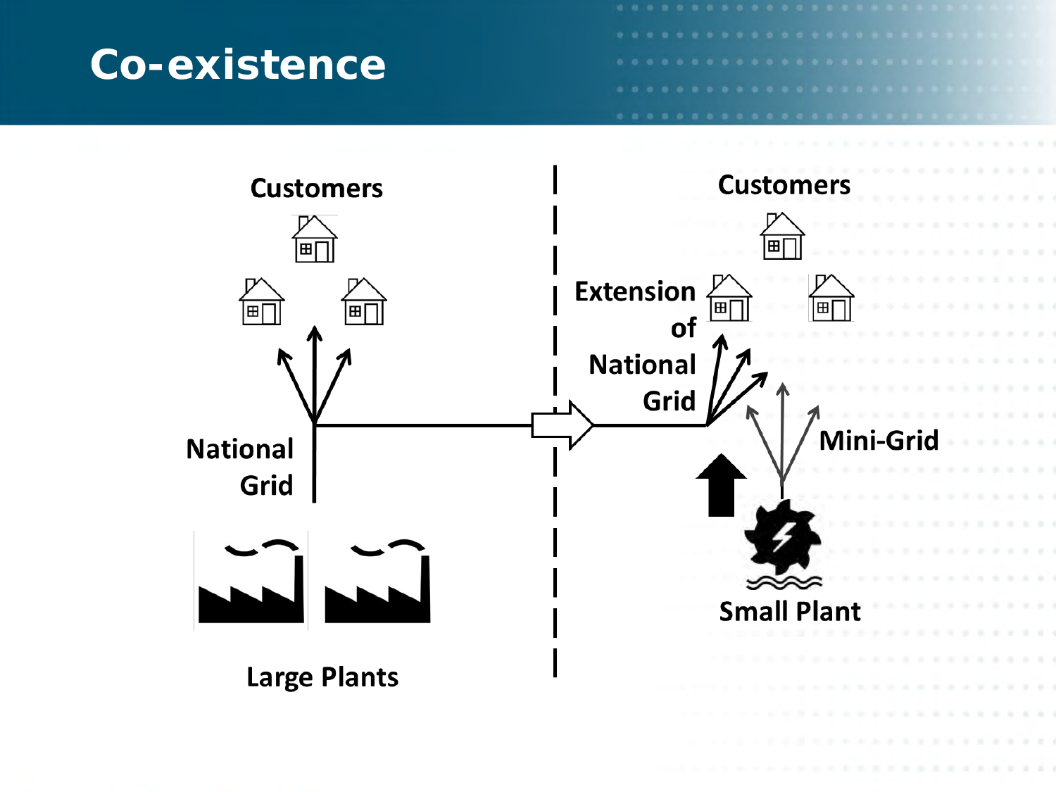# Co-existence

Customers

National Grid

Large Plants

Customers

Extension of National Grid

Mini-Grid

Small Plant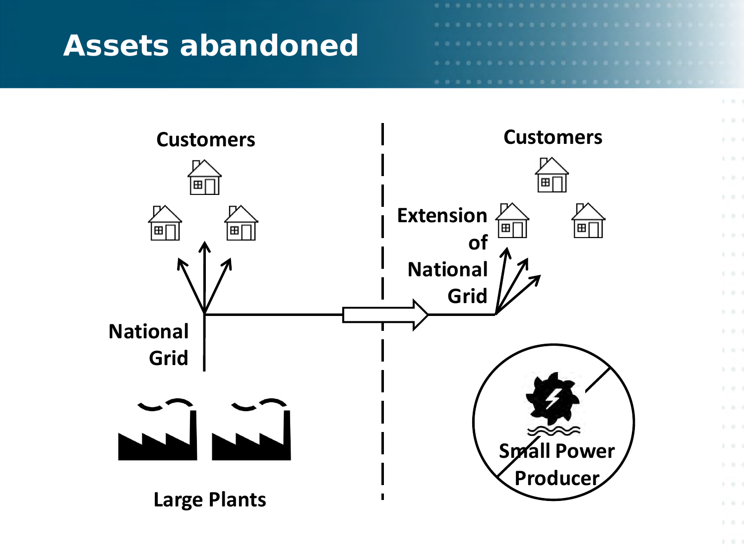# Assets abandoned

Customers

National Grid

Large Plants

Customers

Extension of National Grid

Small Power Producer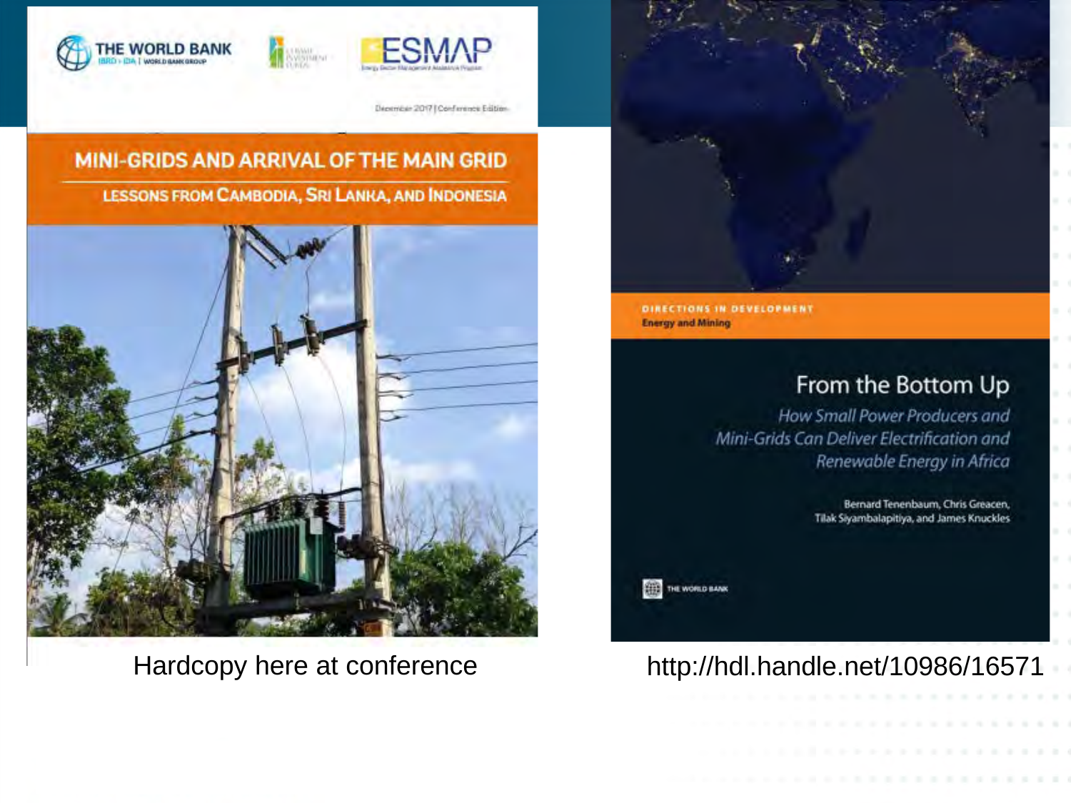THE WORLD BANK

IBRD • IDA | WORLD BANK GROUP

ESMAP

December 2017 | Conference Edition

## MINI-GRIDS AND ARRIVAL OF THE MAIN GRID

### LESSONS FROM CAMBODIA, SRI LANKA, AND INDONESIA

Hardcopy here at conference

DIRECTIONS IN DEVELOPMENT

Energy and Mining

## From the Bottom Up

*How Small Power Producers and Mini-Grids Can Deliver Electrification and Renewable Energy in Africa*

Bernard Tenenbaum, Chris Greacen, Tilak Siyambalapitiya, and James Knuckles

THE WORLD BANK

http://hdl.handle.net/10986/16571